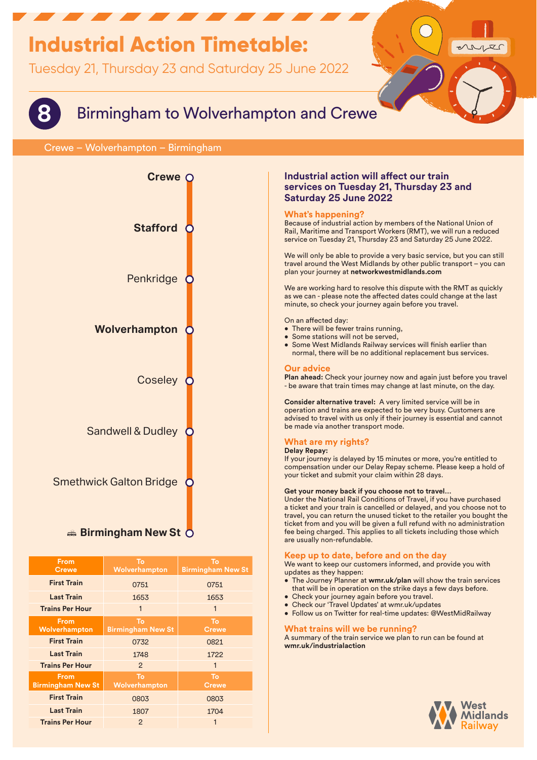# Industrial Action Timetable:

Tuesday 21, Thursday 23 and Saturday 25 June 2022

## 8 Birmingham to Wolverhampton and Crewe

Crewe – Wolverhampton – Birmingham

- **Crewe**
- **Stafford**
- Penkridge
- **Wolverhampton**
- Coseley
- Sandwell & Dudley
- Smethwick Galton Bridge
- **Birmingham New St**

| From Crewe | To Wolverhampton | To Birmingham New St |
|---|---|---|
| **First Train** | 0751 | 0751 |
| **Last Train** | 1653 | 1653 |
| **Trains Per Hour** | 1 | 1 |
| **From Wolverhampton** | **To Birmingham New St** | **To Crewe** |
| **First Train** | 0732 | 0821 |
| **Last Train** | 1748 | 1722 |
| **Trains Per Hour** | 2 | 1 |
| **From Birmingham New St** | **To Wolverhampton** | **To Crewe** |
| **First Train** | 0803 | 0803 |
| **Last Train** | 1807 | 1704 |
| **Trains Per Hour** | 2 | 1 |

### Industrial action will affect our train services on Tuesday 21, Thursday 23 and Saturday 25 June 2022

#### What's happening?

Because of industrial action by members of the National Union of Rail, Maritime and Transport Workers (RMT), we will run a reduced service on Tuesday 21, Thursday 23 and Saturday 25 June 2022.

We will only be able to provide a very basic service, but you can still travel around the West Midlands by other public transport – you can plan your journey at **networkwestmidlands.com**

We are working hard to resolve this dispute with the RMT as quickly as we can - please note the affected dates could change at the last minute, so check your journey again before you travel.

On an affected day:

- There will be fewer trains running,
- Some stations will not be served,
- Some West Midlands Railway services will finish earlier than normal, there will be no additional replacement bus services.

#### Our advice

**Plan ahead:** Check your journey now and again just before you travel - be aware that train times may change at last minute, on the day.

**Consider alternative travel:** A very limited service will be in operation and trains are expected to be very busy. Customers are advised to travel with us only if their journey is essential and cannot be made via another transport mode.

#### What are my rights?

**Delay Repay:**

If your journey is delayed by 15 minutes or more, you're entitled to compensation under our Delay Repay scheme. Please keep a hold of your ticket and submit your claim within 28 days.

**Get your money back if you choose not to travel...**

Under the National Rail Conditions of Travel, if you have purchased a ticket and your train is cancelled or delayed, and you choose not to travel, you can return the unused ticket to the retailer you bought the ticket from and you will be given a full refund with no administration fee being charged. This applies to all tickets including those which are usually non-refundable.

#### Keep up to date, before and on the day

We want to keep our customers informed, and provide you with updates as they happen:

- The Journey Planner at **wmr.uk/plan** will show the train services that will be in operation on the strike days a few days before.
- Check your journey again before you travel.
- Check our 'Travel Updates' at wmr.uk/updates
- Follow us on Twitter for real-time updates: @WestMidRailway

#### What trains will we be running?

A summary of the train service we plan to run can be found at **wmr.uk/industrialaction**

West Midlands Railway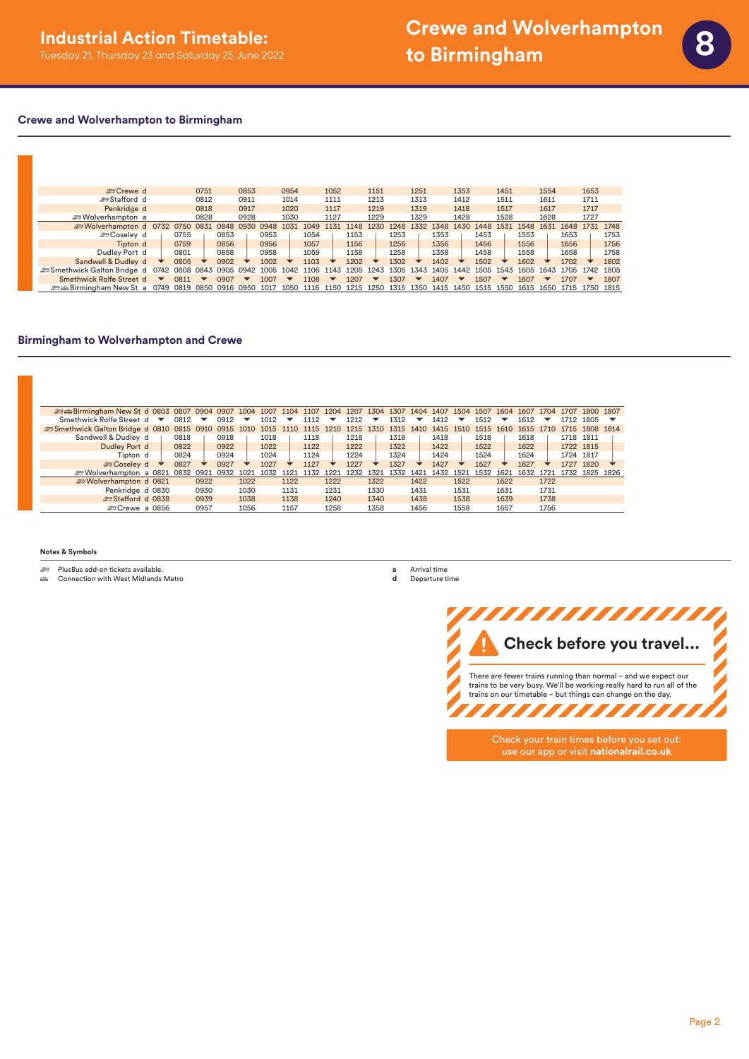## Crewe and Wolverhampton to Birmingham

| | | | | | | | | | | | | | | | | | | | | | | | |
|---|---|---|---|---|---|---|---|---|---|---|---|---|---|---|---|---|---|---|---|---|---|---|---|
| Crewe | d | | | 0751 | | 0853 | | 0954 | | 1052 | | 1151 | | 1251 | | 1353 | | 1451 | | 1554 | | 1653 | |
| Stafford | d | | | 0812 | | 0911 | | 1014 | | 1111 | | 1213 | | 1313 | | 1412 | | 1511 | | 1611 | | 1711 | |
| Penkridge | d | | | 0818 | | 0917 | | 1020 | | 1117 | | 1219 | | 1319 | | 1418 | | 1517 | | 1617 | | 1717 | |
| Wolverhampton | a | | | 0828 | | 0928 | | 1030 | | 1127 | | 1229 | | 1329 | | 1428 | | 1528 | | 1628 | | 1727 | |
| Wolverhampton | d | 0732 | 0750 | 0831 | 0848 | 0930 | 0948 | 1031 | 1049 | 1131 | 1148 | 1230 | 1248 | 1332 | 1348 | 1430 | 1448 | 1531 | 1548 | 1631 | 1648 | 1731 | 1748 |
| Coseley | d | | 0755 | | 0853 | | 0953 | | 1054 | | 1153 | | 1253 | | 1353 | | 1453 | | 1553 | | 1653 | | 1753 |
| Tipton | d | | 0759 | | 0856 | | 0956 | | 1057 | | 1156 | | 1256 | | 1356 | | 1456 | | 1556 | | 1656 | | 1756 |
| Dudley Port | d | | 0801 | | 0858 | | 0958 | | 1059 | | 1158 | | 1258 | | 1358 | | 1458 | | 1558 | | 1658 | | 1758 |
| Sandwell & Dudley | d | ▼ | 0805 | ▼ | 0902 | ▼ | 1002 | ▼ | 1103 | ▼ | 1202 | ▼ | 1302 | ▼ | 1402 | ▼ | 1502 | ▼ | 1602 | ▼ | 1702 | ▼ | 1802 |
| Smethwick Galton Bridge | d | 0742 | 0808 | 0843 | 0905 | 0942 | 1005 | 1042 | 1106 | 1143 | 1205 | 1243 | 1305 | 1343 | 1405 | 1442 | 1505 | 1543 | 1605 | 1643 | 1705 | 1742 | 1805 |
| Smethwick Rolfe Street | d | ▼ | 0811 | ▼ | 0907 | ▼ | 1007 | ▼ | 1108 | ▼ | 1207 | ▼ | 1307 | ▼ | 1407 | ▼ | 1507 | ▼ | 1607 | ▼ | 1707 | ▼ | 1807 |
| Birmingham New St | a | 0749 | 0819 | 0850 | 0916 | 0950 | 1017 | 1050 | 1116 | 1150 | 1215 | 1250 | 1315 | 1350 | 1415 | 1450 | 1515 | 1550 | 1615 | 1650 | 1715 | 1750 | 1815 |

## Birmingham to Wolverhampton and Crewe

| | | | | | | | | | | | | | | | | | | | | | | | |
|---|---|---|---|---|---|---|---|---|---|---|---|---|---|---|---|---|---|---|---|---|---|---|---|
| Birmingham New St | d | 0803 | 0807 | 0904 | 0907 | 1004 | 1007 | 1104 | 1107 | 1204 | 1207 | 1304 | 1307 | 1404 | 1407 | 1504 | 1507 | 1604 | 1607 | 1704 | 1707 | 1800 | 1807 |
| Smethwick Rolfe Street | d | ▼ | 0812 | ▼ | 0912 | ▼ | 1012 | ▼ | 1112 | ▼ | 1212 | ▼ | 1312 | ▼ | 1412 | ▼ | 1512 | ▼ | 1612 | ▼ | 1712 | 1805 | ▼ |
| Smethwick Galton Bridge | d | 0810 | 0815 | 0910 | 0915 | 1010 | 1015 | 1110 | 1115 | 1210 | 1215 | 1310 | 1315 | 1410 | 1415 | 1510 | 1515 | 1610 | 1615 | 1710 | 1715 | 1808 | 1814 |
| Sandwell & Dudley | d | | 0818 | | 0918 | | 1018 | | 1118 | | 1218 | | 1318 | | 1418 | | 1518 | | 1618 | | 1718 | 1811 | |
| Dudley Port | d | | 0822 | | 0922 | | 1022 | | 1122 | | 1222 | | 1322 | | 1422 | | 1522 | | 1622 | | 1722 | 1815 | |
| Tipton | d | | 0824 | | 0924 | | 1024 | | 1124 | | 1224 | | 1324 | | 1424 | | 1524 | | 1624 | | 1724 | 1817 | |
| Coseley | d | ▼ | 0827 | ▼ | 0927 | ▼ | 1027 | ▼ | 1127 | ▼ | 1227 | ▼ | 1327 | ▼ | 1427 | ▼ | 1527 | ▼ | 1627 | ▼ | 1727 | 1820 | ▼ |
| Wolverhampton | a | 0821 | 0832 | 0921 | 0932 | 1021 | 1032 | 1121 | 1132 | 1221 | 1232 | 1321 | 1332 | 1421 | 1432 | 1521 | 1532 | 1621 | 1632 | 1721 | 1732 | 1825 | 1826 |
| Wolverhampton | d | 0821 | | 0922 | | 1022 | | 1122 | | 1222 | | 1322 | | 1422 | | 1522 | | 1622 | | 1722 | | | |
| Penkridge | d | 0830 | | 0930 | | 1030 | | 1131 | | 1231 | | 1330 | | 1431 | | 1531 | | 1631 | | 1731 | | | |
| Stafford | d | 0838 | | 0939 | | 1038 | | 1138 | | 1240 | | 1340 | | 1438 | | 1538 | | 1639 | | 1738 | | | |
| Crewe | a | 0856 | | 0957 | | 1056 | | 1157 | | 1258 | | 1358 | | 1456 | | 1558 | | 1657 | | 1756 | | | |

### Notes & Symbols

- PlusBus add-on tickets available.
- Connection with West Midlands Metro
- **a** Arrival time
- **d** Departure time

## Check before you travel...

There are fewer trains running than normal – and we expect our trains to be very busy. We'll be working really hard to run all of the trains on our timetable – but things can change on the day.

Check your train times before you set out: use our app or visit **nationalrail.co.uk**